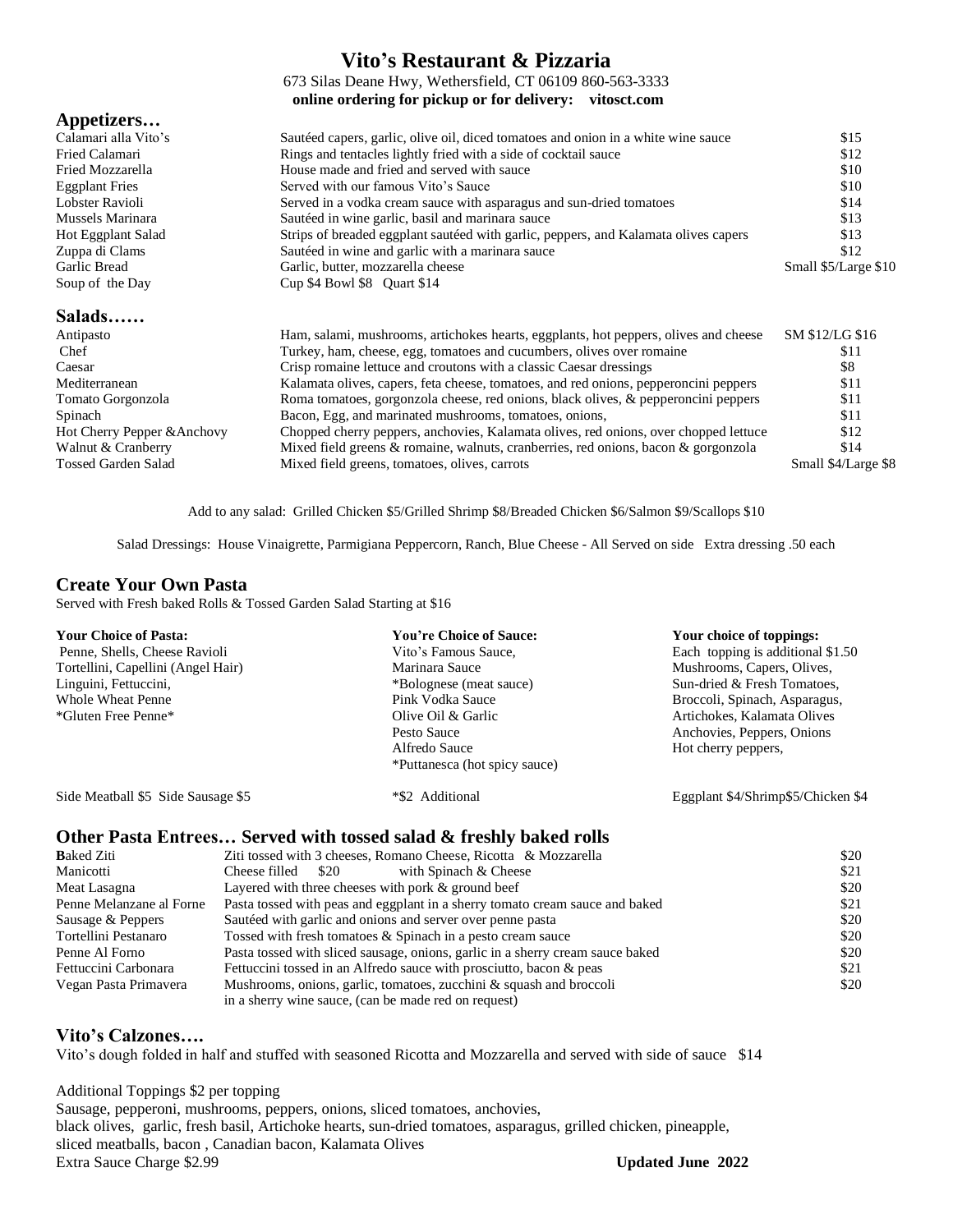# Vito's Restaurant & Pizzaria

673 Silas Deane Hwy, Wethersfield, CT 06109 860-563-3333

**online ordering for pickup or for delivery: vitosct.com**

## Appetizers…

| | | |
|---|---|---|
| Calamari alla Vito's | Sautéed capers, garlic, olive oil, diced tomatoes and onion in a white wine sauce | $15 |
| Fried Calamari | Rings and tentacles lightly fried with a side of cocktail sauce | $12 |
| Fried Mozzarella | House made and fried and served with sauce | $10 |
| Eggplant Fries | Served with our famous Vito's Sauce | $10 |
| Lobster Ravioli | Served in a vodka cream sauce with asparagus and sun-dried tomatoes | $14 |
| Mussels Marinara | Sautéed in wine garlic, basil and marinara sauce | $13 |
| Hot Eggplant Salad | Strips of breaded eggplant sautéed with garlic, peppers, and Kalamata olives capers | $13 |
| Zuppa di Clams | Sautéed in wine and garlic with a marinara sauce | $12 |
| Garlic Bread | Garlic, butter, mozzarella cheese | Small $5/Large $10 |
| Soup of the Day | Cup $4 Bowl $8 Quart $14 | |

## Salads……

| | | |
|---|---|---|
| Antipasto | Ham, salami, mushrooms, artichokes hearts, eggplants, hot peppers, olives and cheese | SM $12/LG $16 |
| Chef | Turkey, ham, cheese, egg, tomatoes and cucumbers, olives over romaine | $11 |
| Caesar | Crisp romaine lettuce and croutons with a classic Caesar dressings | $8 |
| Mediterranean | Kalamata olives, capers, feta cheese, tomatoes, and red onions, pepperoncini peppers | $11 |
| Tomato Gorgonzola | Roma tomatoes, gorgonzola cheese, red onions, black olives, & pepperoncini peppers | $11 |
| Spinach | Bacon, Egg, and marinated mushrooms, tomatoes, onions, | $11 |
| Hot Cherry Pepper &Anchovy | Chopped cherry peppers, anchovies, Kalamata olives, red onions, over chopped lettuce | $12 |
| Walnut & Cranberry | Mixed field greens & romaine, walnuts, cranberries, red onions, bacon & gorgonzola | $14 |
| Tossed Garden Salad | Mixed field greens, tomatoes, olives, carrots | Small $4/Large $8 |

Add to any salad: Grilled Chicken $5/Grilled Shrimp $8/Breaded Chicken $6/Salmon $9/Scallops $10

Salad Dressings: House Vinaigrette, Parmigiana Peppercorn, Ranch, Blue Cheese - All Served on side Extra dressing .50 each

## Create Your Own Pasta

Served with Fresh baked Rolls & Tossed Garden Salad Starting at $16

| Your Choice of Pasta: | You're Choice of Sauce: | Your choice of toppings: |
|---|---|---|
| Penne, Shells, Cheese Ravioli | Vito's Famous Sauce, | Each topping is additional $1.50 |
| Tortellini, Capellini (Angel Hair) | Marinara Sauce | Mushrooms, Capers, Olives, |
| Linguini, Fettuccini, | *Bolognese (meat sauce) | Sun-dried & Fresh Tomatoes, |
| Whole Wheat Penne | Pink Vodka Sauce | Broccoli, Spinach, Asparagus, |
| *Gluten Free Penne* | Olive Oil & Garlic | Artichokes, Kalamata Olives |
| | Pesto Sauce | Anchovies, Peppers, Onions |
| | Alfredo Sauce | Hot cherry peppers, |
| | *Puttanesca (hot spicy sauce) | |
| Side Meatball $5 Side Sausage $5 | *$2 Additional | Eggplant $4/Shrimp$5/Chicken $4 |

## Other Pasta Entrees… Served with tossed salad & freshly baked rolls

| | | |
|---|---|---|
| Baked Ziti | Ziti tossed with 3 cheeses, Romano Cheese, Ricotta & Mozzarella | $20 |
| Manicotti | Cheese filled $20 with Spinach & Cheese | $21 |
| Meat Lasagna | Layered with three cheeses with pork & ground beef | $20 |
| Penne Melanzane al Forne | Pasta tossed with peas and eggplant in a sherry tomato cream sauce and baked | $21 |
| Sausage & Peppers | Sautéed with garlic and onions and server over penne pasta | $20 |
| Tortellini Pestanaro | Tossed with fresh tomatoes & Spinach in a pesto cream sauce | $20 |
| Penne Al Forno | Pasta tossed with sliced sausage, onions, garlic in a sherry cream sauce baked | $20 |
| Fettuccini Carbonara | Fettuccini tossed in an Alfredo sauce with prosciutto, bacon & peas | $21 |
| Vegan Pasta Primavera | Mushrooms, onions, garlic, tomatoes, zucchini & squash and broccoli in a sherry wine sauce, (can be made red on request) | $20 |

## Vito's Calzones….

Vito's dough folded in half and stuffed with seasoned Ricotta and Mozzarella and served with side of sauce $14

Additional Toppings $2 per topping

Sausage, pepperoni, mushrooms, peppers, onions, sliced tomatoes, anchovies, black olives, garlic, fresh basil, Artichoke hearts, sun-dried tomatoes, asparagus, grilled chicken, pineapple, sliced meatballs, bacon , Canadian bacon, Kalamata Olives

Extra Sauce Charge $2.99

**Updated June 2022**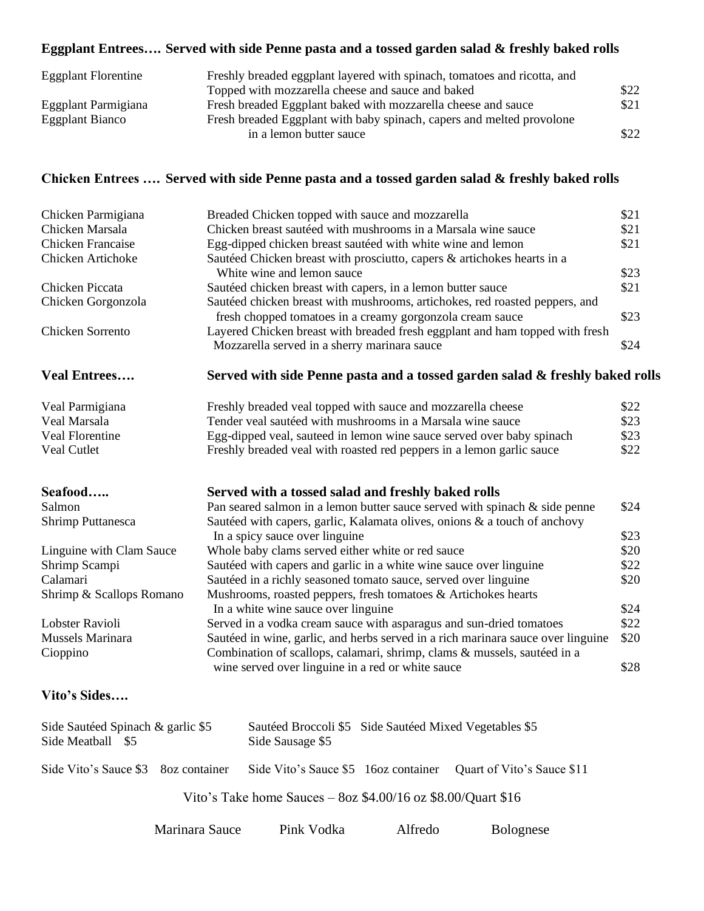## Eggplant Entrees…. Served with side Penne pasta and a tossed garden salad & freshly baked rolls

| | | |
|---|---|---|
| Eggplant Florentine | Freshly breaded eggplant layered with spinach, tomatoes and ricotta, and Topped with mozzarella cheese and sauce and baked | $22 |
| Eggplant Parmigiana | Fresh breaded Eggplant baked with mozzarella cheese and sauce | $21 |
| Eggplant Bianco | Fresh breaded Eggplant with baby spinach, capers and melted provolone in a lemon butter sauce | $22 |

## Chicken Entrees …. Served with side Penne pasta and a tossed garden salad & freshly baked rolls

| | | |
|---|---|---|
| Chicken Parmigiana | Breaded Chicken topped with sauce and mozzarella | $21 |
| Chicken Marsala | Chicken breast sautéed with mushrooms in a Marsala wine sauce | $21 |
| Chicken Francaise | Egg-dipped chicken breast sautéed with white wine and lemon | $21 |
| Chicken Artichoke | Sautéed Chicken breast with prosciutto, capers & artichokes hearts in a White wine and lemon sauce | $23 |
| Chicken Piccata | Sautéed chicken breast with capers, in a lemon butter sauce | $21 |
| Chicken Gorgonzola | Sautéed chicken breast with mushrooms, artichokes, red roasted peppers, and fresh chopped tomatoes in a creamy gorgonzola cream sauce | $23 |
| Chicken Sorrento | Layered Chicken breast with breaded fresh eggplant and ham topped with fresh Mozzarella served in a sherry marinara sauce | $24 |

## Veal Entrees…. Served with side Penne pasta and a tossed garden salad & freshly baked rolls

| | | |
|---|---|---|
| Veal Parmigiana | Freshly breaded veal topped with sauce and mozzarella cheese | $22 |
| Veal Marsala | Tender veal sautéed with mushrooms in a Marsala wine sauce | $23 |
| Veal Florentine | Egg-dipped veal, sauteed in lemon wine sauce served over baby spinach | $23 |
| Veal Cutlet | Freshly breaded veal with roasted red peppers in a lemon garlic sauce | $22 |

## Seafood….. Served with a tossed salad and freshly baked rolls

| | | |
|---|---|---|
| Salmon | Pan seared salmon in a lemon butter sauce served with spinach & side penne | $24 |
| Shrimp Puttanesca | Sautéed with capers, garlic, Kalamata olives, onions & a touch of anchovy In a spicy sauce over linguine | $23 |
| Linguine with Clam Sauce | Whole baby clams served either white or red sauce | $20 |
| Shrimp Scampi | Sautéed with capers and garlic in a white wine sauce over linguine | $22 |
| Calamari | Sautéed in a richly seasoned tomato sauce, served over linguine | $20 |
| Shrimp & Scallops Romano | Mushrooms, roasted peppers, fresh tomatoes & Artichokes hearts In a white wine sauce over linguine | $24 |
| Lobster Ravioli | Served in a vodka cream sauce with asparagus and sun-dried tomatoes | $22 |
| Mussels Marinara | Sautéed in wine, garlic, and herbs served in a rich marinara sauce over linguine | $20 |
| Cioppino | Combination of scallops, calamari, shrimp, clams & mussels, sautéed in a wine served over linguine in a red or white sauce | $28 |

## Vito's Sides….

Side Sautéed Spinach & garlic $5 — Sautéed Broccoli $5 — Side Sautéed Mixed Vegetables $5

Side Meatball $5 — Side Sausage $5

Side Vito's Sauce $3 8oz container — Side Vito's Sauce $5 16oz container — Quart of Vito's Sauce $11

Vito's Take home Sauces – 8oz $4.00/16 oz $8.00/Quart $16

Marinara Sauce — Pink Vodka — Alfredo — Bolognese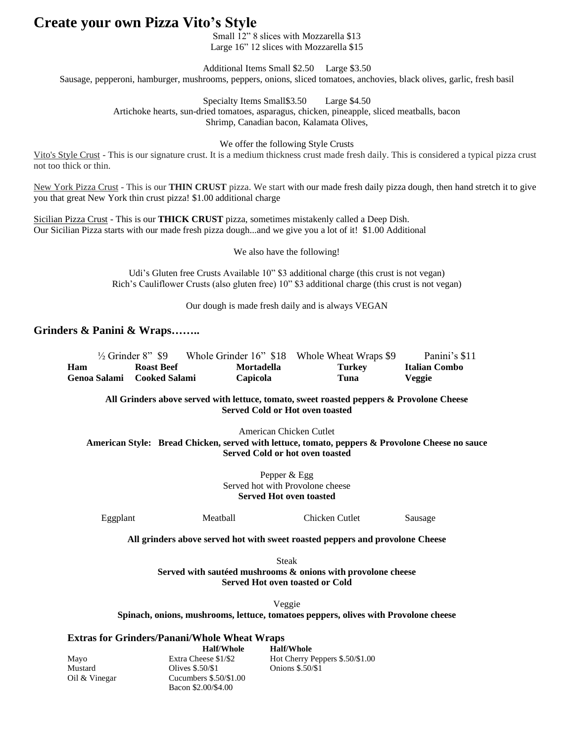# Create your own Pizza Vito's Style

Small 12" 8 slices with Mozzarella $13
Large 16" 12 slices with Mozzarella $15

Additional Items Small $2.50 Large $3.50
Sausage, pepperoni, hamburger, mushrooms, peppers, onions, sliced tomatoes, anchovies, black olives, garlic, fresh basil

Specialty Items Small$3.50 Large $4.50
Artichoke hearts, sun-dried tomatoes, asparagus, chicken, pineapple, sliced meatballs, bacon
Shrimp, Canadian bacon, Kalamata Olives,

We offer the following Style Crusts

Vito's Style Crust - This is our signature crust. It is a medium thickness crust made fresh daily. This is considered a typical pizza crust not too thick or thin.

New York Pizza Crust - This is our **THIN CRUST** pizza. We start with our made fresh daily pizza dough, then hand stretch it to give you that great New York thin crust pizza! $1.00 additional charge

Sicilian Pizza Crust - This is our **THICK CRUST** pizza, sometimes mistakenly called a Deep Dish.
Our Sicilian Pizza starts with our made fresh pizza dough...and we give you a lot of it! $1.00 Additional

We also have the following!

Udi's Gluten free Crusts Available 10" $3 additional charge (this crust is not vegan)
Rich's Cauliflower Crusts (also gluten free) 10" $3 additional charge (this crust is not vegan)

Our dough is made fresh daily and is always VEGAN

## Grinders & Panini & Wraps……..

½ Grinder 8" $9 Whole Grinder 16" $18 Whole Wheat Wraps $9 Panini's $11

| | | | | |
|---|---|---|---|---|
| **Ham** | **Roast Beef** | **Mortadella** | **Turkey** | **Italian Combo** |
| **Genoa Salami** | **Cooked Salami** | **Capicola** | **Tuna** | **Veggie** |

**All Grinders above served with lettuce, tomato, sweet roasted peppers & Provolone Cheese**
**Served Cold or Hot oven toasted**

American Chicken Cutlet
**American Style: Bread Chicken, served with lettuce, tomato, peppers & Provolone Cheese no sauce**
**Served Cold or hot oven toasted**

Pepper & Egg
Served hot with Provolone cheese
**Served Hot oven toasted**

Eggplant Meatball Chicken Cutlet Sausage

**All grinders above served hot with sweet roasted peppers and provolone Cheese**

Steak
**Served with sautéed mushrooms & onions with provolone cheese**
**Served Hot oven toasted or Cold**

Veggie
**Spinach, onions, mushrooms, lettuce, tomatoes peppers, olives with Provolone cheese**

### Extras for Grinders/Panani/Whole Wheat Wraps

| | **Half/Whole** | **Half/Whole** |
|---|---|---|
| Mayo | Extra Cheese $1/$2 | Hot Cherry Peppers $.50/$1.00 |
| Mustard | Olives $.50/$1 | Onions $.50/$1 |
| Oil & Vinegar | Cucumbers $.50/$1.00 | |
| | Bacon $2.00/$4.00 | |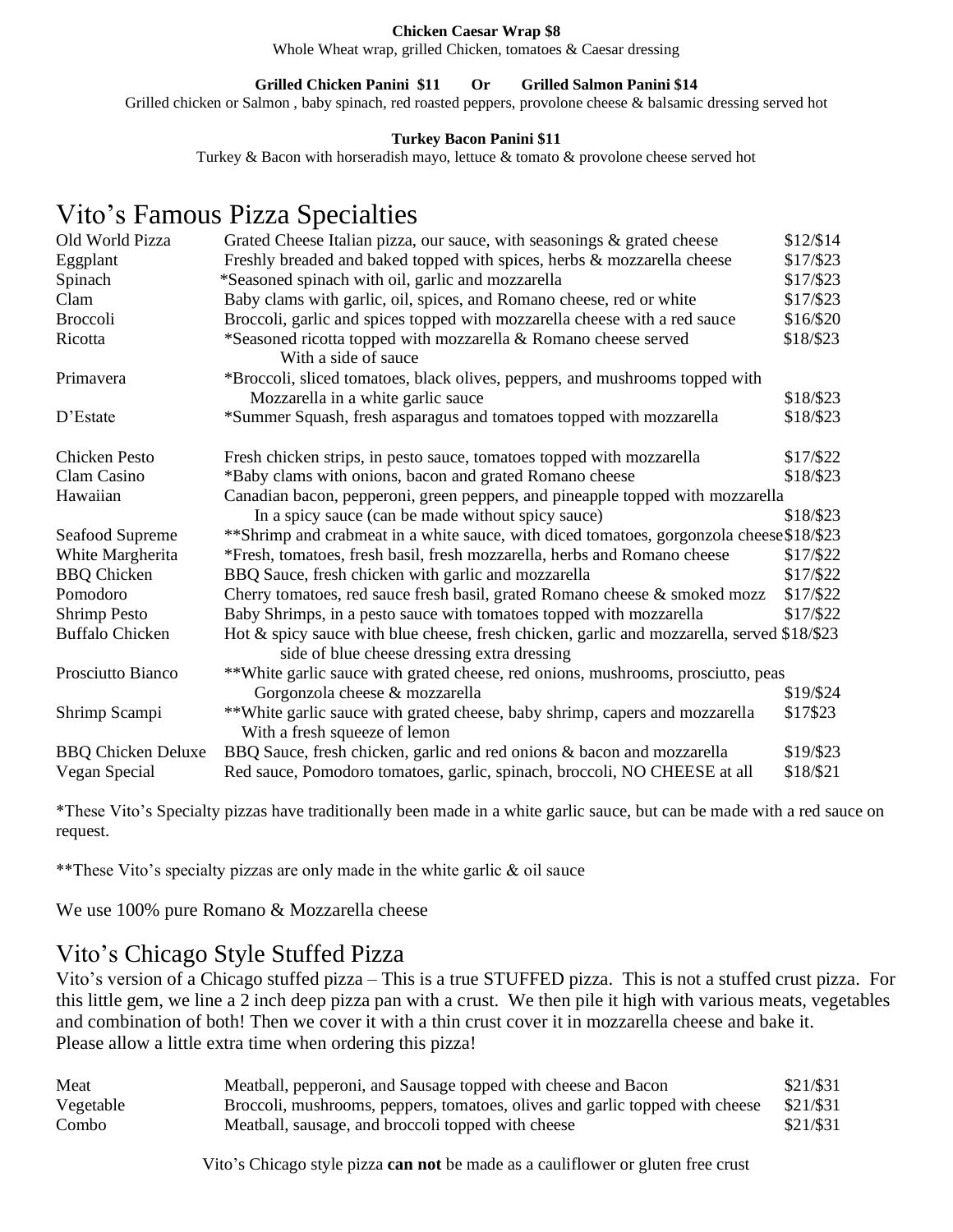**Chicken Caesar Wrap $8**

Whole Wheat wrap, grilled Chicken, tomatoes & Caesar dressing

**Grilled Chicken Panini $11 Or Grilled Salmon Panini $14**

Grilled chicken or Salmon , baby spinach, red roasted peppers, provolone cheese & balsamic dressing served hot

**Turkey Bacon Panini $11**

Turkey & Bacon with horseradish mayo, lettuce & tomato & provolone cheese served hot

# Vito's Famous Pizza Specialties

| | | |
|---|---|---|
| Old World Pizza | Grated Cheese Italian pizza, our sauce, with seasonings & grated cheese | $12/$14 |
| Eggplant | Freshly breaded and baked topped with spices, herbs & mozzarella cheese | $17/$23 |
| Spinach | *Seasoned spinach with oil, garlic and mozzarella | $17/$23 |
| Clam | Baby clams with garlic, oil, spices, and Romano cheese, red or white | $17/$23 |
| Broccoli | Broccoli, garlic and spices topped with mozzarella cheese with a red sauce | $16/$20 |
| Ricotta | *Seasoned ricotta topped with mozzarella & Romano cheese served With a side of sauce | $18/$23 |
| Primavera | *Broccoli, sliced tomatoes, black olives, peppers, and mushrooms topped with Mozzarella in a white garlic sauce | $18/$23 |
| D'Estate | *Summer Squash, fresh asparagus and tomatoes topped with mozzarella | $18/$23 |
| Chicken Pesto | Fresh chicken strips, in pesto sauce, tomatoes topped with mozzarella | $17/$22 |
| Clam Casino | *Baby clams with onions, bacon and grated Romano cheese | $18/$23 |
| Hawaiian | Canadian bacon, pepperoni, green peppers, and pineapple topped with mozzarella In a spicy sauce (can be made without spicy sauce) | $18/$23 |
| Seafood Supreme | **Shrimp and crabmeat in a white sauce, with diced tomatoes, gorgonzola cheese | $18/$23 |
| White Margherita | *Fresh, tomatoes, fresh basil, fresh mozzarella, herbs and Romano cheese | $17/$22 |
| BBQ Chicken | BBQ Sauce, fresh chicken with garlic and mozzarella | $17/$22 |
| Pomodoro | Cherry tomatoes, red sauce fresh basil, grated Romano cheese & smoked mozz | $17/$22 |
| Shrimp Pesto | Baby Shrimps, in a pesto sauce with tomatoes topped with mozzarella | $17/$22 |
| Buffalo Chicken | Hot & spicy sauce with blue cheese, fresh chicken, garlic and mozzarella, served side of blue cheese dressing extra dressing | $18/$23 |
| Prosciutto Bianco | **White garlic sauce with grated cheese, red onions, mushrooms, prosciutto, peas Gorgonzola cheese & mozzarella | $19/$24 |
| Shrimp Scampi | **White garlic sauce with grated cheese, baby shrimp, capers and mozzarella With a fresh squeeze of lemon | $17$23 |
| BBQ Chicken Deluxe | BBQ Sauce, fresh chicken, garlic and red onions & bacon and mozzarella | $19/$23 |
| Vegan Special | Red sauce, Pomodoro tomatoes, garlic, spinach, broccoli, NO CHEESE at all | $18/$21 |

*These Vito's Specialty pizzas have traditionally been made in a white garlic sauce, but can be made with a red sauce on request.

**These Vito's specialty pizzas are only made in the white garlic & oil sauce

We use 100% pure Romano & Mozzarella cheese

# Vito's Chicago Style Stuffed Pizza

Vito's version of a Chicago stuffed pizza – This is a true STUFFED pizza. This is not a stuffed crust pizza. For this little gem, we line a 2 inch deep pizza pan with a crust. We then pile it high with various meats, vegetables and combination of both! Then we cover it with a thin crust cover it in mozzarella cheese and bake it.
Please allow a little extra time when ordering this pizza!

| | | |
|---|---|---|
| Meat | Meatball, pepperoni, and Sausage topped with cheese and Bacon | $21/$31 |
| Vegetable | Broccoli, mushrooms, peppers, tomatoes, olives and garlic topped with cheese | $21/$31 |
| Combo | Meatball, sausage, and broccoli topped with cheese | $21/$31 |

Vito's Chicago style pizza **can not** be made as a cauliflower or gluten free crust